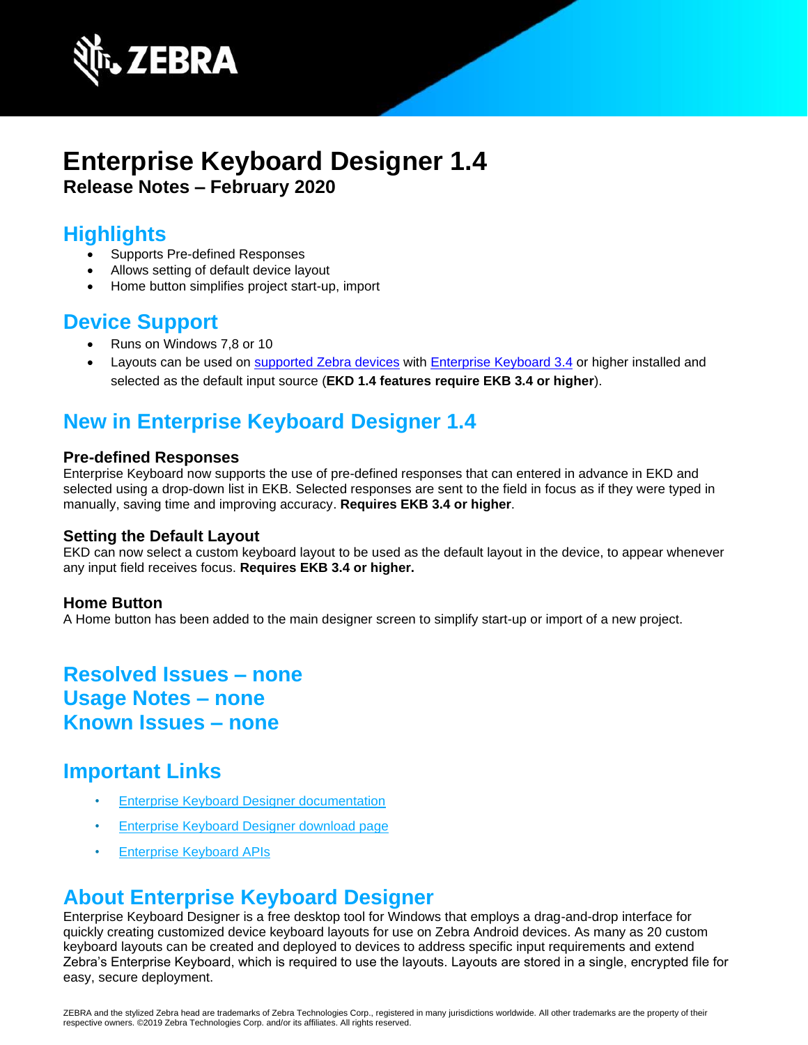# Enterprise Keyboard Designer 1.4

**Release Notes – February 2020**

## Highlights

- Supports Pre-defined Responses
- Allows setting of default device layout
- Home button simplifies project start-up, import

## Device Support

- Runs on Windows 7,8 or 10
- Layouts can be used on supported Zebra devices with Enterprise Keyboard 3.4 or higher installed and selected as the default input source (**EKD 1.4 features require EKB 3.4 or higher**).

## New in Enterprise Keyboard Designer 1.4

### Pre-defined Responses

Enterprise Keyboard now supports the use of pre-defined responses that can entered in advance in EKD and selected using a drop-down list in EKB. Selected responses are sent to the field in focus as if they were typed in manually, saving time and improving accuracy. **Requires EKB 3.4 or higher**.

### Setting the Default Layout

EKD can now select a custom keyboard layout to be used as the default layout in the device, to appear whenever any input field receives focus. **Requires EKB 3.4 or higher.**

### Home Button

A Home button has been added to the main designer screen to simplify start-up or import of a new project.

## Resolved Issues – none

## Usage Notes – none

## Known Issues – none

## Important Links

- Enterprise Keyboard Designer documentation
- Enterprise Keyboard Designer download page
- Enterprise Keyboard APIs

## About Enterprise Keyboard Designer

Enterprise Keyboard Designer is a free desktop tool for Windows that employs a drag-and-drop interface for quickly creating customized device keyboard layouts for use on Zebra Android devices. As many as 20 custom keyboard layouts can be created and deployed to devices to address specific input requirements and extend Zebra's Enterprise Keyboard, which is required to use the layouts. Layouts are stored in a single, encrypted file for easy, secure deployment.

ZEBRA and the stylized Zebra head are trademarks of Zebra Technologies Corp., registered in many jurisdictions worldwide. All other trademarks are the property of their respective owners. ©2019 Zebra Technologies Corp. and/or its affiliates. All rights reserved.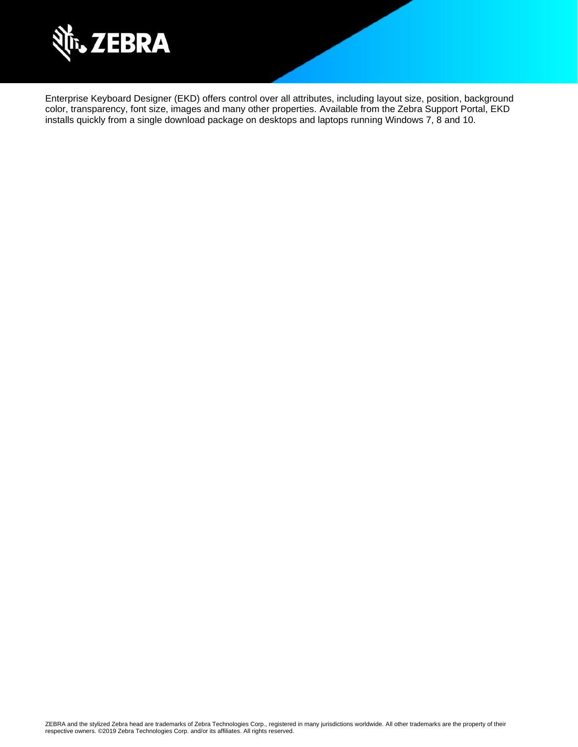Enterprise Keyboard Designer (EKD) offers control over all attributes, including layout size, position, background color, transparency, font size, images and many other properties. Available from the Zebra Support Portal, EKD installs quickly from a single download package on desktops and laptops running Windows 7, 8 and 10.

ZEBRA and the stylized Zebra head are trademarks of Zebra Technologies Corp., registered in many jurisdictions worldwide. All other trademarks are the property of their respective owners. ©2019 Zebra Technologies Corp. and/or its affiliates. All rights reserved.